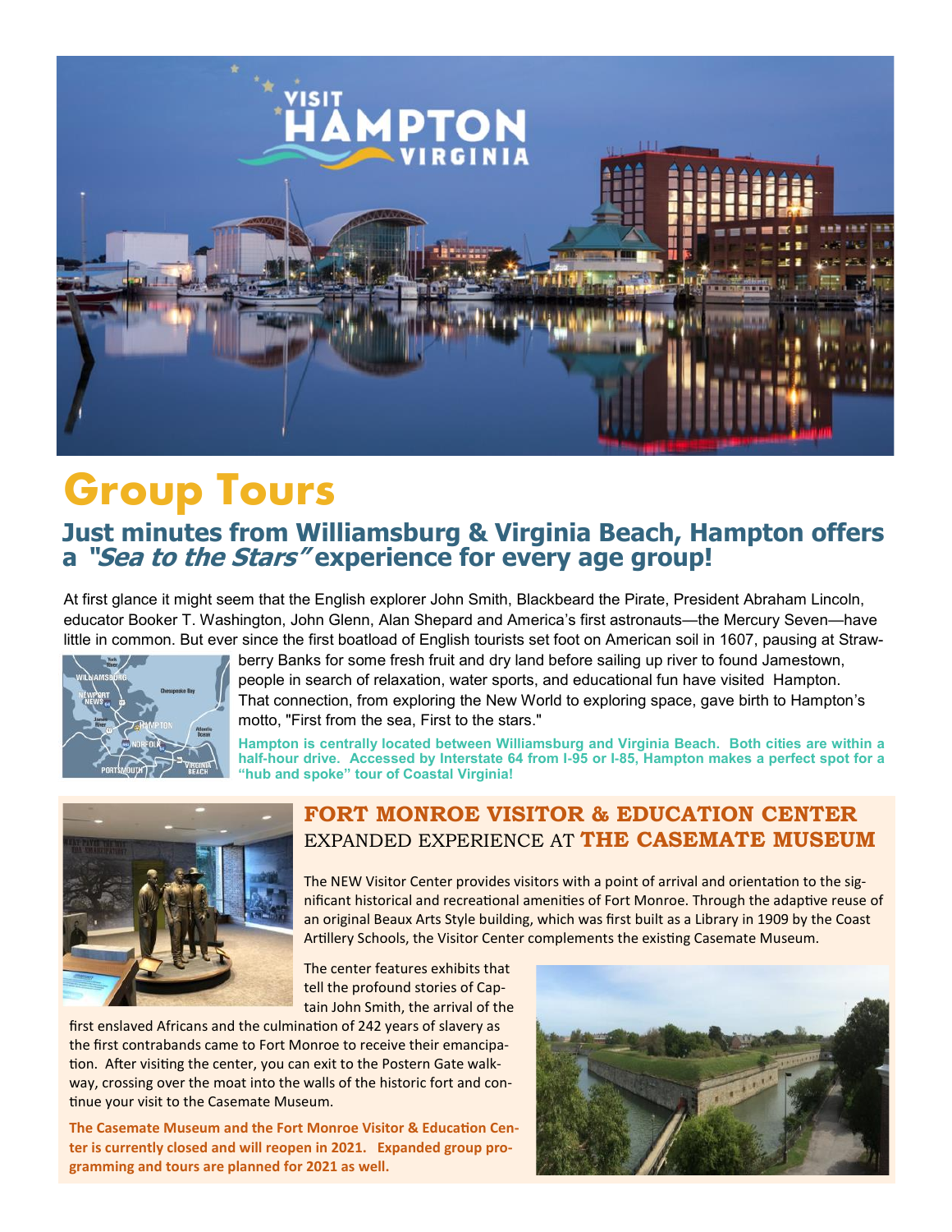# Group Tours

## Just minutes from Williamsburg & Virginia Beach, Hampton offers a *"Sea to the Stars"* experience for every age group!

At first glance it might seem that the English explorer John Smith, Blackbeard the Pirate, President Abraham Lincoln, educator Booker T. Washington, John Glenn, Alan Shepard and America's first astronauts—the Mercury Seven—have little in common. But ever since the first boatload of English tourists set foot on American soil in 1607, pausing at Strawberry Banks for some fresh fruit and dry land before sailing up river to found Jamestown, people in search of relaxation, water sports, and educational fun have visited Hampton. That connection, from exploring the New World to exploring space, gave birth to Hampton's motto, "First from the sea, First to the stars."

**Hampton is centrally located between Williamsburg and Virginia Beach. Both cities are within a half-hour drive. Accessed by Interstate 64 from I-95 or I-85, Hampton makes a perfect spot for a "hub and spoke" tour of Coastal Virginia!**

### FORT MONROE VISITOR & EDUCATION CENTER
### EXPANDED EXPERIENCE AT THE CASEMATE MUSEUM

The NEW Visitor Center provides visitors with a point of arrival and orientation to the significant historical and recreational amenities of Fort Monroe. Through the adaptive reuse of an original Beaux Arts Style building, which was first built as a Library in 1909 by the Coast Artillery Schools, the Visitor Center complements the existing Casemate Museum.

The center features exhibits that tell the profound stories of Captain John Smith, the arrival of the first enslaved Africans and the culmination of 242 years of slavery as the first contrabands came to Fort Monroe to receive their emancipation. After visiting the center, you can exit to the Postern Gate walkway, crossing over the moat into the walls of the historic fort and continue your visit to the Casemate Museum.

**The Casemate Museum and the Fort Monroe Visitor & Education Center is currently closed and will reopen in 2021. Expanded group programming and tours are planned for 2021 as well.**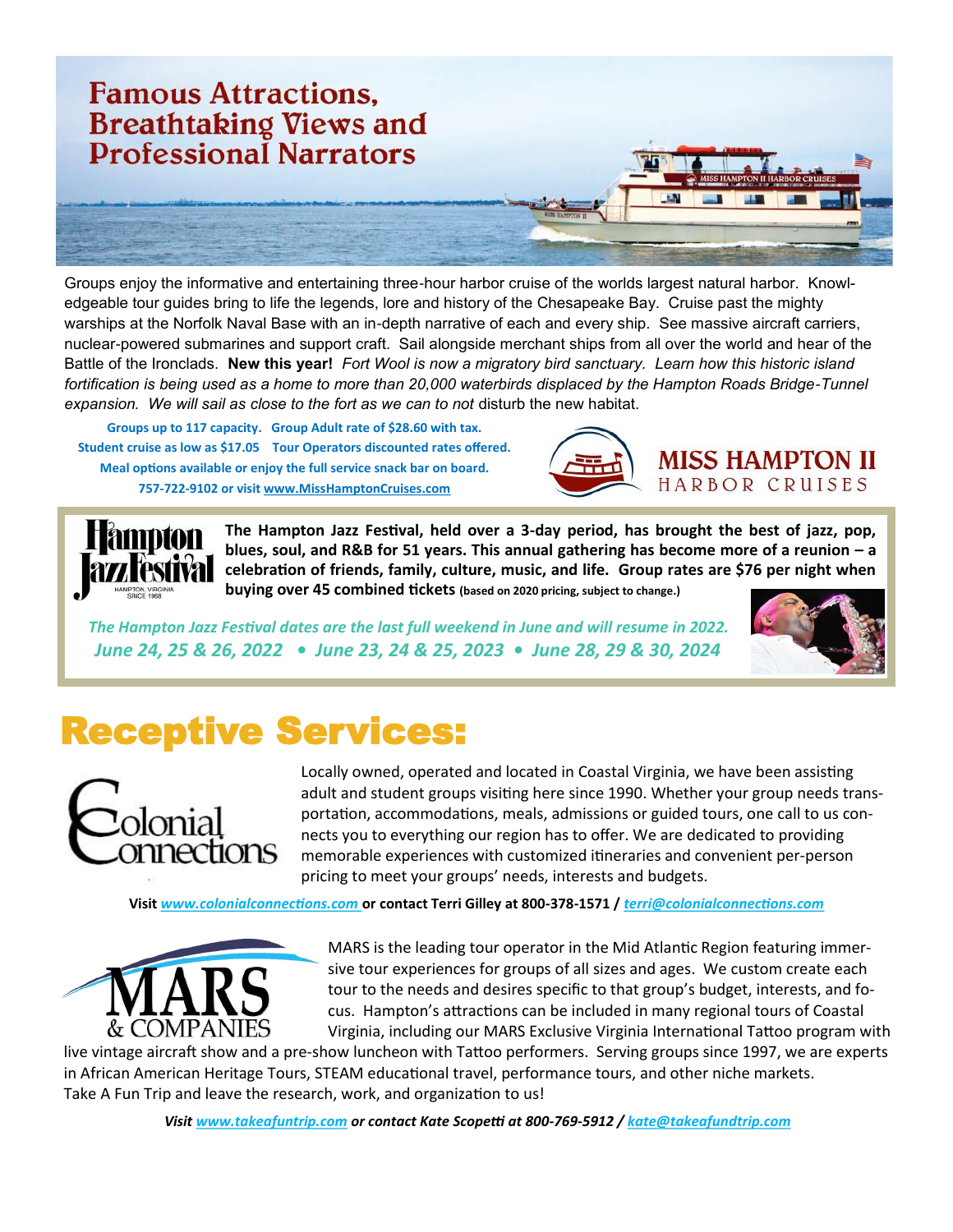## Famous Attractions, Breathtaking Views and Professional Narrators

Groups enjoy the informative and entertaining three-hour harbor cruise of the worlds largest natural harbor. Knowledgeable tour guides bring to life the legends, lore and history of the Chesapeake Bay. Cruise past the mighty warships at the Norfolk Naval Base with an in-depth narrative of each and every ship. See massive aircraft carriers, nuclear-powered submarines and support craft. Sail alongside merchant ships from all over the world and hear of the Battle of the Ironclads. **New this year!** *Fort Wool is now a migratory bird sanctuary. Learn how this historic island fortification is being used as a home to more than 20,000 waterbirds displaced by the Hampton Roads Bridge-Tunnel expansion. We will sail as close to the fort as we can to not* disturb the new habitat.

**Groups up to 117 capacity. Group Adult rate of $28.60 with tax.**
**Student cruise as low as $17.05 Tour Operators discounted rates offered.**
**Meal options available or enjoy the full service snack bar on board.**
**757-722-9102 or visit www.MissHamptonCruises.com**

**MISS HAMPTON II**
HARBOR CRUISES

Hampton JazzFestival
HAMPTON, VIRGINIA SINCE 1968

**The Hampton Jazz Festival, held over a 3-day period, has brought the best of jazz, pop, blues, soul, and R&B for 51 years. This annual gathering has become more of a reunion – a celebration of friends, family, culture, music, and life. Group rates are $76 per night when buying over 45 combined tickets** (based on 2020 pricing, subject to change.)

***The Hampton Jazz Festival dates are the last full weekend in June and will resume in 2022.***
***June 24, 25 & 26, 2022 • June 23, 24 & 25, 2023 • June 28, 29 & 30, 2024***

# Receptive Services:

Colonial Connections

Locally owned, operated and located in Coastal Virginia, we have been assisting adult and student groups visiting here since 1990. Whether your group needs transportation, accommodations, meals, admissions or guided tours, one call to us connects you to everything our region has to offer. We are dedicated to providing memorable experiences with customized itineraries and convenient per-person pricing to meet your groups' needs, interests and budgets.

**Visit *www.colonialconnections.com* or contact Terri Gilley at 800-378-1571 / *terri@colonialconnections.com***

MARS & COMPANIES

MARS is the leading tour operator in the Mid Atlantic Region featuring immersive tour experiences for groups of all sizes and ages. We custom create each tour to the needs and desires specific to that group's budget, interests, and focus. Hampton's attractions can be included in many regional tours of Coastal Virginia, including our MARS Exclusive Virginia International Tattoo program with live vintage aircraft show and a pre-show luncheon with Tattoo performers. Serving groups since 1997, we are experts in African American Heritage Tours, STEAM educational travel, performance tours, and other niche markets.
Take A Fun Trip and leave the research, work, and organization to us!

***Visit www.takeafuntrip.com or contact Kate Scopetti at 800-769-5912 / kate@takeafundtrip.com***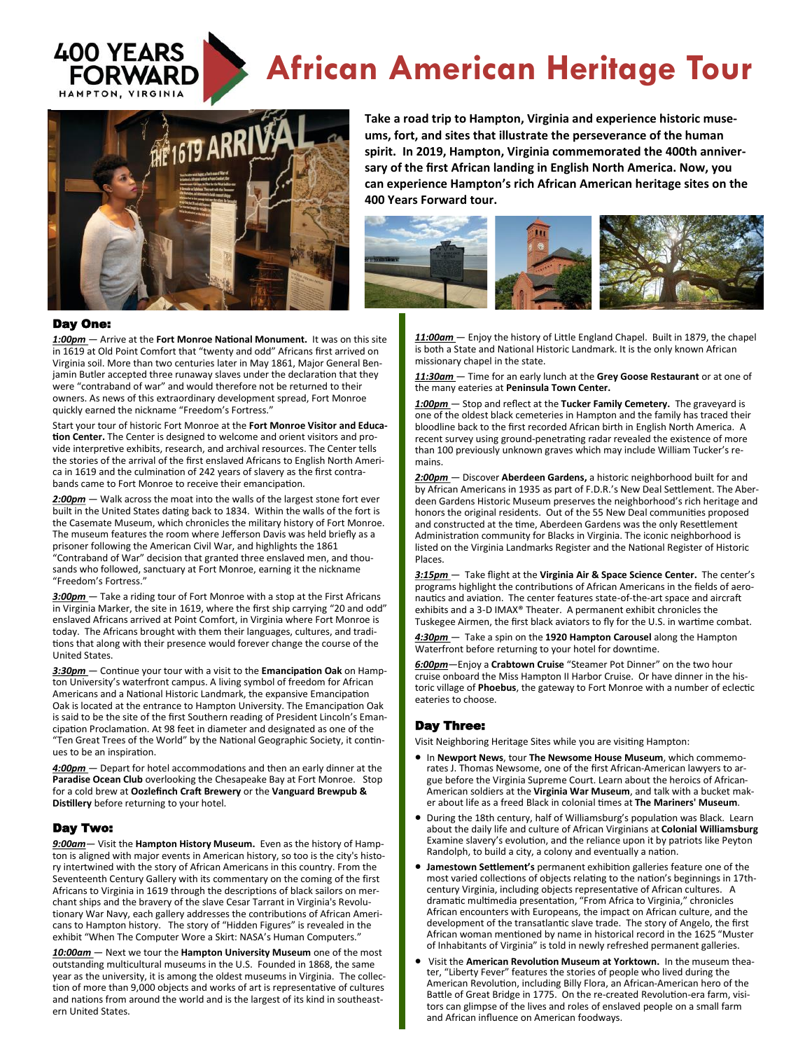# 400 YEARS FORWARD

HAMPTON, VIRGINIA

# African American Heritage Tour

**Take a road trip to Hampton, Virginia and experience historic museums, fort, and sites that illustrate the perseverance of the human spirit. In 2019, Hampton, Virginia commemorated the 400th anniversary of the first African landing in English North America. Now, you can experience Hampton's rich African American heritage sites on the 400 Years Forward tour.**

## Day One:

***1:00pm*** — Arrive at the **Fort Monroe National Monument.** It was on this site in 1619 at Old Point Comfort that "twenty and odd" Africans first arrived on Virginia soil. More than two centuries later in May 1861, Major General Benjamin Butler accepted three runaway slaves under the declaration that they were "contraband of war" and would therefore not be returned to their owners. As news of this extraordinary development spread, Fort Monroe quickly earned the nickname "Freedom's Fortress."

Start your tour of historic Fort Monroe at the **Fort Monroe Visitor and Education Center.** The Center is designed to welcome and orient visitors and provide interpretive exhibits, research, and archival resources. The Center tells the stories of the arrival of the first enslaved Africans to English North America in 1619 and the culmination of 242 years of slavery as the first contrabands came to Fort Monroe to receive their emancipation.

***2:00pm*** — Walk across the moat into the walls of the largest stone fort ever built in the United States dating back to 1834. Within the walls of the fort is the Casemate Museum, which chronicles the military history of Fort Monroe. The museum features the room where Jefferson Davis was held briefly as a prisoner following the American Civil War, and highlights the 1861 "Contraband of War" decision that granted three enslaved men, and thousands who followed, sanctuary at Fort Monroe, earning it the nickname "Freedom's Fortress."

***3:00pm*** — Take a riding tour of Fort Monroe with a stop at the First Africans in Virginia Marker, the site in 1619, where the first ship carrying "20 and odd" enslaved Africans arrived at Point Comfort, in Virginia where Fort Monroe is today. The Africans brought with them their languages, cultures, and traditions that along with their presence would forever change the course of the United States.

***3:30pm*** — Continue your tour with a visit to the **Emancipation Oak** on Hampton University's waterfront campus. A living symbol of freedom for African Americans and a National Historic Landmark, the expansive Emancipation Oak is located at the entrance to Hampton University. The Emancipation Oak is said to be the site of the first Southern reading of President Lincoln's Emancipation Proclamation. At 98 feet in diameter and designated as one of the "Ten Great Trees of the World" by the National Geographic Society, it continues to be an inspiration.

***4:00pm*** — Depart for hotel accommodations and then an early dinner at the **Paradise Ocean Club** overlooking the Chesapeake Bay at Fort Monroe. Stop for a cold brew at **Oozlefinch Craft Brewery** or the **Vanguard Brewpub & Distillery** before returning to your hotel.

## Day Two:

***9:00am***— Visit the **Hampton History Museum.** Even as the history of Hampton is aligned with major events in American history, so too is the city's history intertwined with the story of African Americans in this country. From the Seventeenth Century Gallery with its commentary on the coming of the first Africans to Virginia in 1619 through the descriptions of black sailors on merchant ships and the bravery of the slave Cesar Tarrant in Virginia's Revolutionary War Navy, each gallery addresses the contributions of African Americans to Hampton history. The story of "Hidden Figures" is revealed in the exhibit "When The Computer Wore a Skirt: NASA's Human Computers."

***10:00am*** — Next we tour the **Hampton University Museum** one of the most outstanding multicultural museums in the U.S. Founded in 1868, the same year as the university, it is among the oldest museums in Virginia. The collection of more than 9,000 objects and works of art is representative of cultures and nations from around the world and is the largest of its kind in southeastern United States.

***11:00am*** — Enjoy the history of Little England Chapel. Built in 1879, the chapel is both a State and National Historic Landmark. It is the only known African missionary chapel in the state.

***11:30am*** — Time for an early lunch at the **Grey Goose Restaurant** or at one of the many eateries at **Peninsula Town Center.**

***1:00pm*** — Stop and reflect at the **Tucker Family Cemetery.** The graveyard is one of the oldest black cemeteries in Hampton and the family has traced their bloodline back to the first recorded African birth in English North America. A recent survey using ground-penetrating radar revealed the existence of more than 100 previously unknown graves which may include William Tucker's remains.

***2:00pm*** — Discover **Aberdeen Gardens,** a historic neighborhood built for and by African Americans in 1935 as part of F.D.R.'s New Deal Settlement. The Aberdeen Gardens Historic Museum preserves the neighborhood's rich heritage and honors the original residents. Out of the 55 New Deal communities proposed and constructed at the time, Aberdeen Gardens was the only Resettlement Administration community for Blacks in Virginia. The iconic neighborhood is listed on the Virginia Landmarks Register and the National Register of Historic Places.

***3:15pm*** — Take flight at the **Virginia Air & Space Science Center.** The center's programs highlight the contributions of African Americans in the fields of aeronautics and aviation. The center features state-of-the-art space and aircraft exhibits and a 3-D IMAX® Theater. A permanent exhibition chronicles the Tuskegee Airmen, the first black aviators to fly for the U.S. in wartime combat.

***4:30pm*** — Take a spin on the **1920 Hampton Carousel** along the Hampton Waterfront before returning to your hotel for downtime.

***6:00pm***—Enjoy a **Crabtown Cruise** "Steamer Pot Dinner" on the two hour cruise onboard the Miss Hampton II Harbor Cruise. Or have dinner in the historic village of **Phoebus**, the gateway to Fort Monroe with a number of eclectic eateries to choose.

## Day Three:

Visit Neighboring Heritage Sites while you are visiting Hampton:

- In **Newport News**, tour **The Newsome House Museum**, which commemorates J. Thomas Newsome, one of the first African-American lawyers to argue before the Virginia Supreme Court. Learn about the heroics of African-American soldiers at the **Virginia War Museum**, and talk with a bucket maker about life as a freed Black in colonial times at **The Mariners' Museum**.
- During the 18th century, half of Williamsburg's population was Black. Learn about the daily life and culture of African Virginians at **Colonial Williamsburg** Examine slavery's evolution, and the reliance upon it by patriots like Peyton Randolph, to build a city, a colony and eventually a nation.
- **Jamestown Settlement's** permanent exhibition galleries feature one of the most varied collections of objects relating to the nation's beginnings in 17th-century Virginia, including objects representative of African cultures. A dramatic multimedia presentation, "From Africa to Virginia," chronicles African encounters with Europeans, the impact on African culture, and the development of the transatlantic slave trade. The story of Angelo, the first African woman mentioned by name in historical record in the 1625 "Muster of Inhabitants of Virginia" is told in newly refreshed permanent galleries.
- Visit the **American Revolution Museum at Yorktown.** In the museum theater, "Liberty Fever" features the stories of people who lived during the American Revolution, including Billy Flora, an African-American hero of the Battle of Great Bridge in 1775. On the re-created Revolution-era farm, visitors can glimpse of the lives and roles of enslaved people on a small farm and African influence on American foodways.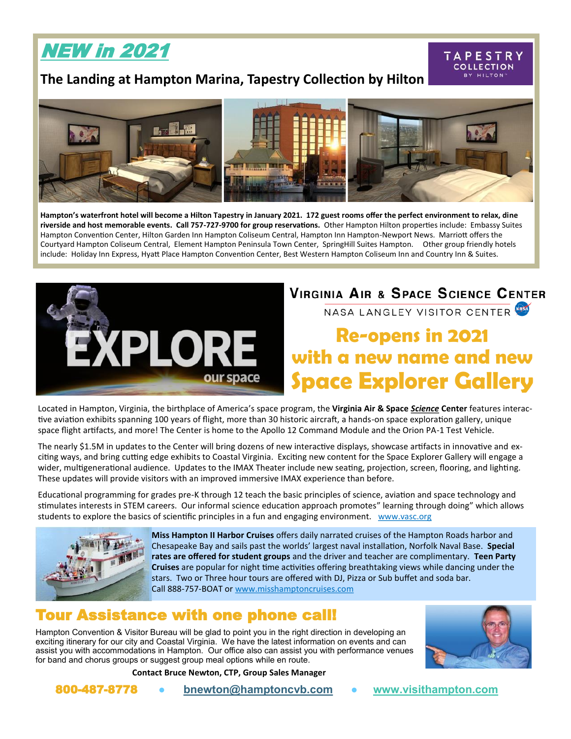## NEW in 2021

### The Landing at Hampton Marina, Tapestry Collection by Hilton

TAPESTRY COLLECTION BY HILTON

**Hampton's waterfront hotel will become a Hilton Tapestry in January 2021. 172 guest rooms offer the perfect environment to relax, dine riverside and host memorable events. Call 757-727-9700 for group reservations.** Other Hampton Hilton properties include: Embassy Suites Hampton Convention Center, Hilton Garden Inn Hampton Coliseum Central, Hampton Inn Hampton-Newport News. Marriott offers the Courtyard Hampton Coliseum Central, Element Hampton Peninsula Town Center, SpringHill Suites Hampton. Other group friendly hotels include: Holiday Inn Express, Hyatt Place Hampton Convention Center, Best Western Hampton Coliseum Inn and Country Inn & Suites.

EXPLORE our space

## Virginia Air & Space Science Center

NASA LANGLEY VISITOR CENTER

## Re-opens in 2021 with a new name and new Space Explorer Gallery

Located in Hampton, Virginia, the birthplace of America's space program, the **Virginia Air & Space *Science* Center** features interactive aviation exhibits spanning 100 years of flight, more than 30 historic aircraft, a hands-on space exploration gallery, unique space flight artifacts, and more! The Center is home to the Apollo 12 Command Module and the Orion PA-1 Test Vehicle.

The nearly $1.5M in updates to the Center will bring dozens of new interactive displays, showcase artifacts in innovative and exciting ways, and bring cutting edge exhibits to Coastal Virginia. Exciting new content for the Space Explorer Gallery will engage a wider, multigenerational audience. Updates to the IMAX Theater include new seating, projection, screen, flooring, and lighting. These updates will provide visitors with an improved immersive IMAX experience than before.

Educational programming for grades pre-K through 12 teach the basic principles of science, aviation and space technology and stimulates interests in STEM careers. Our informal science education approach promotes" learning through doing" which allows students to explore the basics of scientific principles in a fun and engaging environment. www.vasc.org

**Miss Hampton II Harbor Cruises** offers daily narrated cruises of the Hampton Roads harbor and Chesapeake Bay and sails past the worlds' largest naval installation, Norfolk Naval Base. **Special rates are offered for student groups** and the driver and teacher are complimentary. **Teen Party Cruises** are popular for night time activities offering breathtaking views while dancing under the stars. Two or Three hour tours are offered with DJ, Pizza or Sub buffet and soda bar. Call 888-757-BOAT or www.misshamptoncruises.com

## Tour Assistance with one phone call!

Hampton Convention & Visitor Bureau will be glad to point you in the right direction in developing an exciting itinerary for our city and Coastal Virginia. We have the latest information on events and can assist you with accommodations in Hampton. Our office also can assist you with performance venues for band and chorus groups or suggest group meal options while en route.

**Contact Bruce Newton, CTP, Group Sales Manager**

**800-487-8778** • **bnewton@hamptoncvb.com** • **www.visithampton.com**